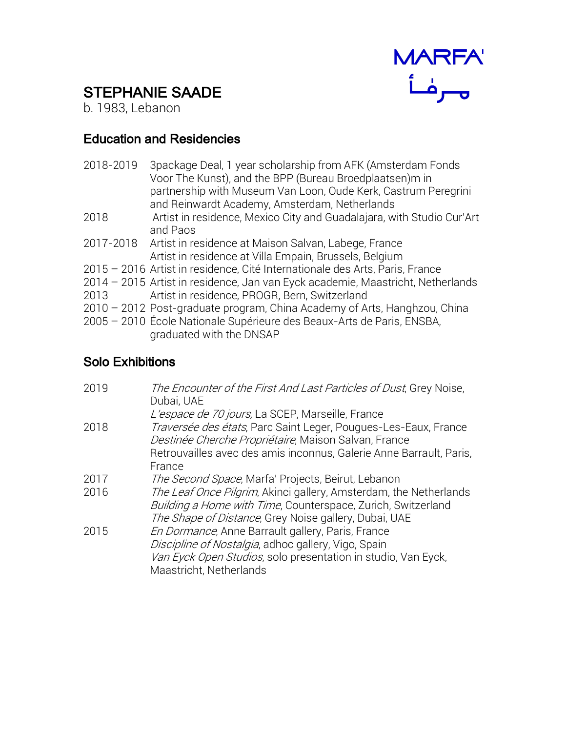MARFA'

مـرفـأ

# STEPHANIE SAADE

b. 1983, Lebanon

## Education and Residencies

| | |
|---|---|
| 2018-2019 | 3package Deal, 1 year scholarship from AFK (Amsterdam Fonds Voor The Kunst), and the BPP (Bureau Broedplaatsen)m in partnership with Museum Van Loon, Oude Kerk, Castrum Peregrini and Reinwardt Academy, Amsterdam, Netherlands |
| 2018 | Artist in residence, Mexico City and Guadalajara, with Studio Cur'Art and Paos |
| 2017-2018 | Artist in residence at Maison Salvan, Labege, France<br>Artist in residence at Villa Empain, Brussels, Belgium |
| 2015 – 2016 | Artist in residence, Cité Internationale des Arts, Paris, France |
| 2014 – 2015 | Artist in residence, Jan van Eyck academie, Maastricht, Netherlands |
| 2013 | Artist in residence, PROGR, Bern, Switzerland |
| 2010 – 2012 | Post-graduate program, China Academy of Arts, Hanghzou, China |
| 2005 – 2010 | École Nationale Supérieure des Beaux-Arts de Paris, ENSBA, graduated with the DNSAP |

## Solo Exhibitions

| | |
|---|---|
| 2019 | *The Encounter of the First And Last Particles of Dust*, Grey Noise, Dubai, UAE<br>*L'espace de 70 jours,* La SCEP, Marseille, France |
| 2018 | *Traversée des états*, Parc Saint Leger, Pougues-Les-Eaux, France<br>*Destinée Cherche Propriétaire*, Maison Salvan, France<br>Retrouvailles avec des amis inconnus, Galerie Anne Barrault, Paris, France |
| 2017 | *The Second Space*, Marfa' Projects, Beirut, Lebanon |
| 2016 | *The Leaf Once Pilgrim*, Akinci gallery, Amsterdam, the Netherlands<br>*Building a Home with Time*, Counterspace, Zurich, Switzerland<br>*The Shape of Distance*, Grey Noise gallery, Dubai, UAE |
| 2015 | *En Dormance*, Anne Barrault gallery, Paris, France<br>*Discipline of Nostalgia*, adhoc gallery, Vigo, Spain<br>*Van Eyck Open Studios*, solo presentation in studio, Van Eyck, Maastricht, Netherlands |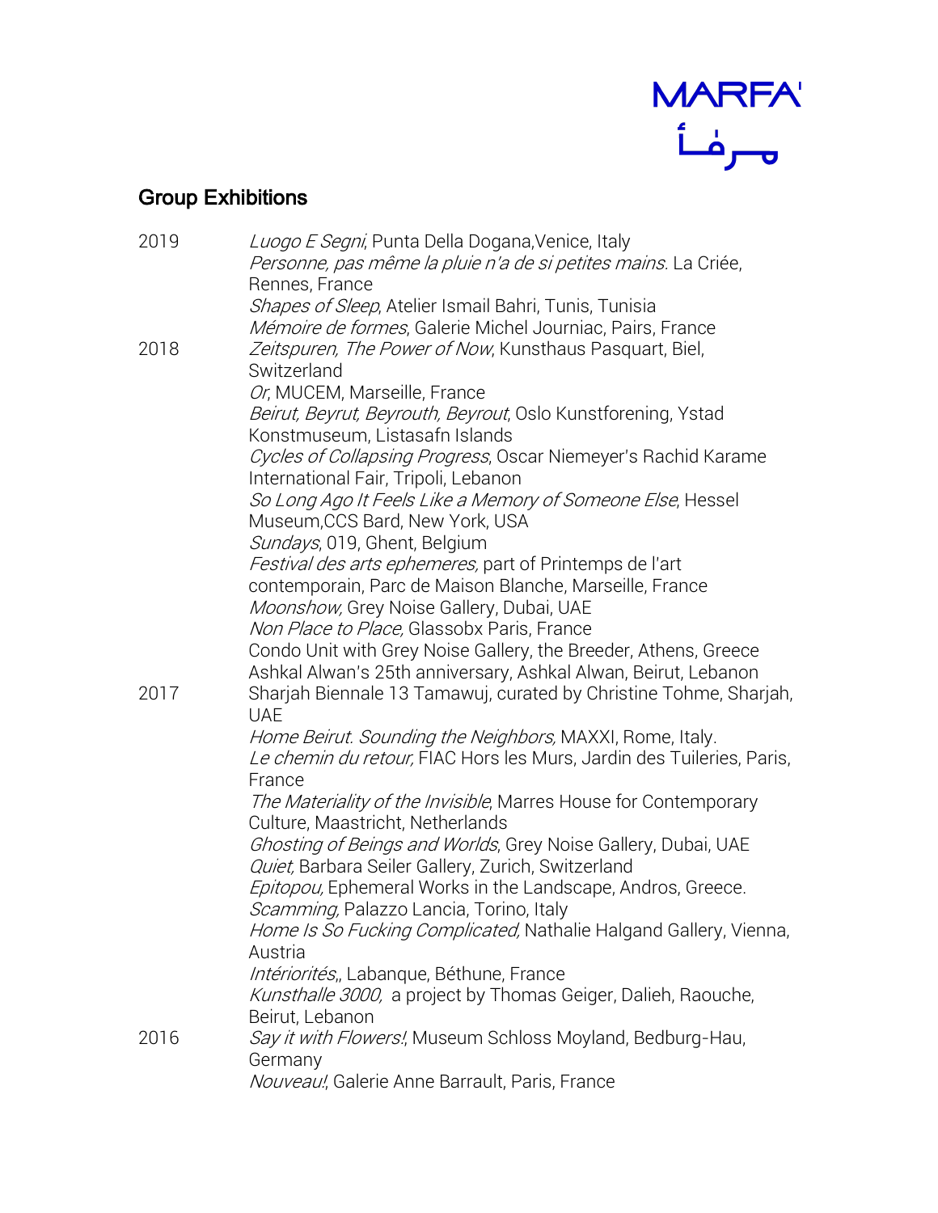## Group Exhibitions

2019
*Luogo E Segni*, Punta Della Dogana,Venice, Italy
*Personne, pas même la pluie n'a de si petites mains*. La Criée, Rennes, France
*Shapes of Sleep*, Atelier Ismail Bahri, Tunis, Tunisia
*Mémoire de formes*, Galerie Michel Journiac, Pairs, France

2018
*Zeitspuren, The Power of Now*, Kunsthaus Pasquart, Biel, Switzerland
*Or*, MUCEM, Marseille, France
*Beirut, Beyrut, Beyrouth, Beyrout*, Oslo Kunstforening, Ystad Konstmuseum, Listasafn Islands
*Cycles of Collapsing Progress*, Oscar Niemeyer's Rachid Karame International Fair, Tripoli, Lebanon
*So Long Ago It Feels Like a Memory of Someone Else*, Hessel Museum,CCS Bard, New York, USA
*Sundays*, 019, Ghent, Belgium
*Festival des arts ephemeres,* part of Printemps de l'art contemporain, Parc de Maison Blanche, Marseille, France
*Moonshow,* Grey Noise Gallery, Dubai, UAE
*Non Place to Place,* Glassobx Paris, France
Condo Unit with Grey Noise Gallery, the Breeder, Athens, Greece
Ashkal Alwan's 25th anniversary, Ashkal Alwan, Beirut, Lebanon

2017
Sharjah Biennale 13 Tamawuj, curated by Christine Tohme, Sharjah, UAE
*Home Beirut. Sounding the Neighbors,* MAXXI, Rome, Italy.
*Le chemin du retour,* FIAC Hors les Murs, Jardin des Tuileries, Paris, France
*The Materiality of the Invisible*, Marres House for Contemporary Culture, Maastricht, Netherlands
*Ghosting of Beings and Worlds*, Grey Noise Gallery, Dubai, UAE
*Quiet,* Barbara Seiler Gallery, Zurich, Switzerland
*Epitopou,* Ephemeral Works in the Landscape, Andros, Greece.
*Scamming,* Palazzo Lancia, Torino, Italy
*Home Is So Fucking Complicated,* Nathalie Halgand Gallery, Vienna, Austria
*Intériorités*,, Labanque, Béthune, France
*Kunsthalle 3000,* a project by Thomas Geiger, Dalieh, Raouche, Beirut, Lebanon

2016
*Say it with Flowers!*, Museum Schloss Moyland, Bedburg-Hau, Germany
*Nouveau!*, Galerie Anne Barrault, Paris, France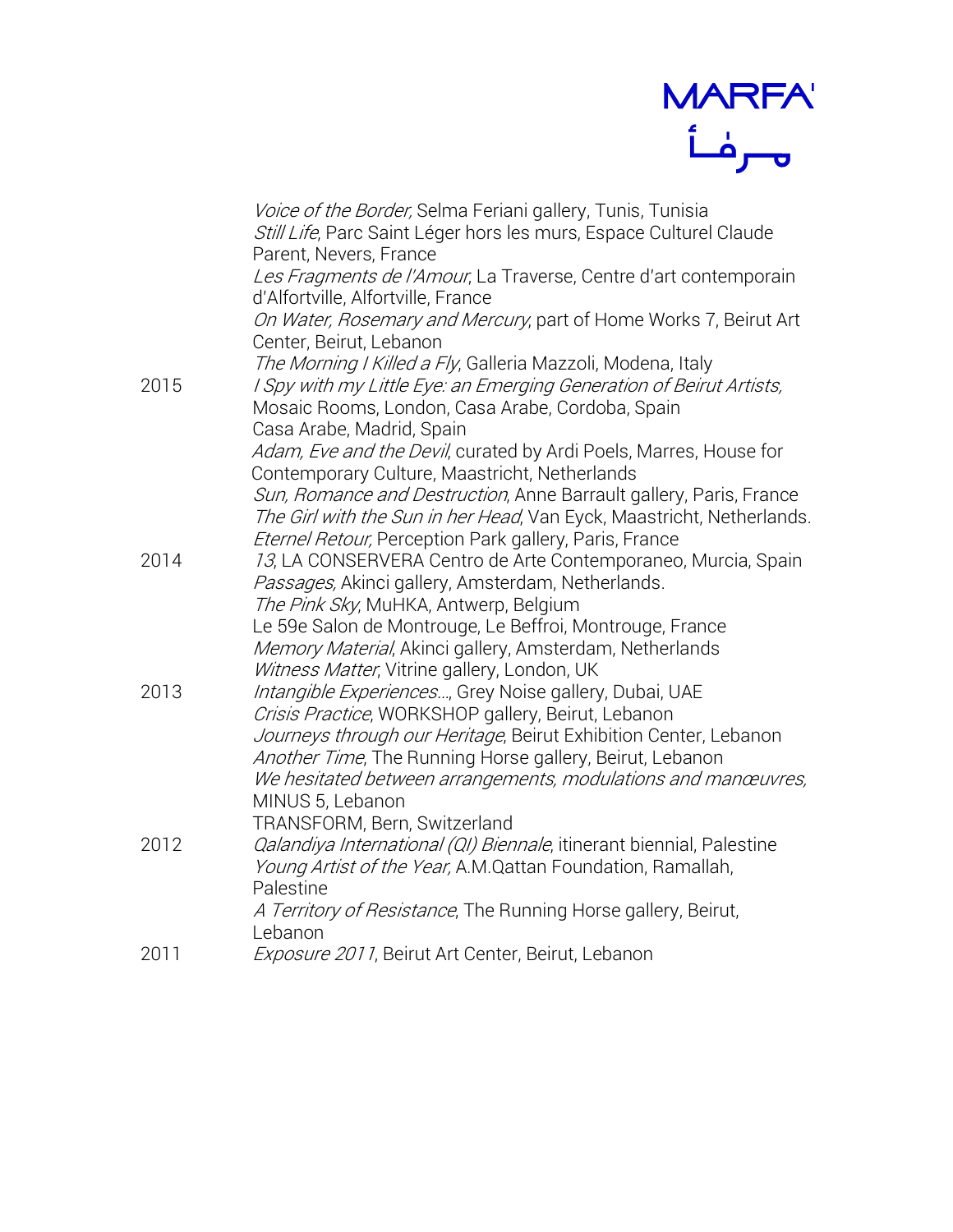*Voice of the Border,* Selma Feriani gallery, Tunis, Tunisia
*Still Life*, Parc Saint Léger hors les murs, Espace Culturel Claude Parent, Nevers, France
*Les Fragments de l'Amour*, La Traverse, Centre d'art contemporain d'Alfortville, Alfortville, France
*On Water, Rosemary and Mercury*, part of Home Works 7, Beirut Art Center, Beirut, Lebanon
*The Morning I Killed a Fly*, Galleria Mazzoli, Modena, Italy

2015
*I Spy with my Little Eye: an Emerging Generation of Beirut Artists,* Mosaic Rooms, London, Casa Arabe, Cordoba, Spain
Casa Arabe, Madrid, Spain
*Adam, Eve and the Devil*, curated by Ardi Poels, Marres, House for Contemporary Culture, Maastricht, Netherlands
*Sun, Romance and Destruction*, Anne Barrault gallery, Paris, France
*The Girl with the Sun in her Head*, Van Eyck, Maastricht, Netherlands.
*Eternel Retour,* Perception Park gallery, Paris, France

2014
*13*, LA CONSERVERA Centro de Arte Contemporaneo, Murcia, Spain
*Passages,* Akinci gallery, Amsterdam, Netherlands.
*The Pink Sky*, MuHKA, Antwerp, Belgium
Le 59e Salon de Montrouge, Le Beffroi, Montrouge, France
*Memory Material*, Akinci gallery, Amsterdam, Netherlands
*Witness Matter*, Vitrine gallery, London, UK

2013
*Intangible Experiences…*, Grey Noise gallery, Dubai, UAE
*Crisis Practice*, WORKSHOP gallery, Beirut, Lebanon
*Journeys through our Heritage*, Beirut Exhibition Center, Lebanon
*Another Time*, The Running Horse gallery, Beirut, Lebanon
*We hesitated between arrangements, modulations and manœuvres,* MINUS 5, Lebanon
TRANSFORM, Bern, Switzerland

2012
*Qalandiya International (QI) Biennale*, itinerant biennial, Palestine
*Young Artist of the Year,* A.M.Qattan Foundation, Ramallah, Palestine
*A Territory of Resistance*, The Running Horse gallery, Beirut, Lebanon

2011
*Exposure 2011*, Beirut Art Center, Beirut, Lebanon